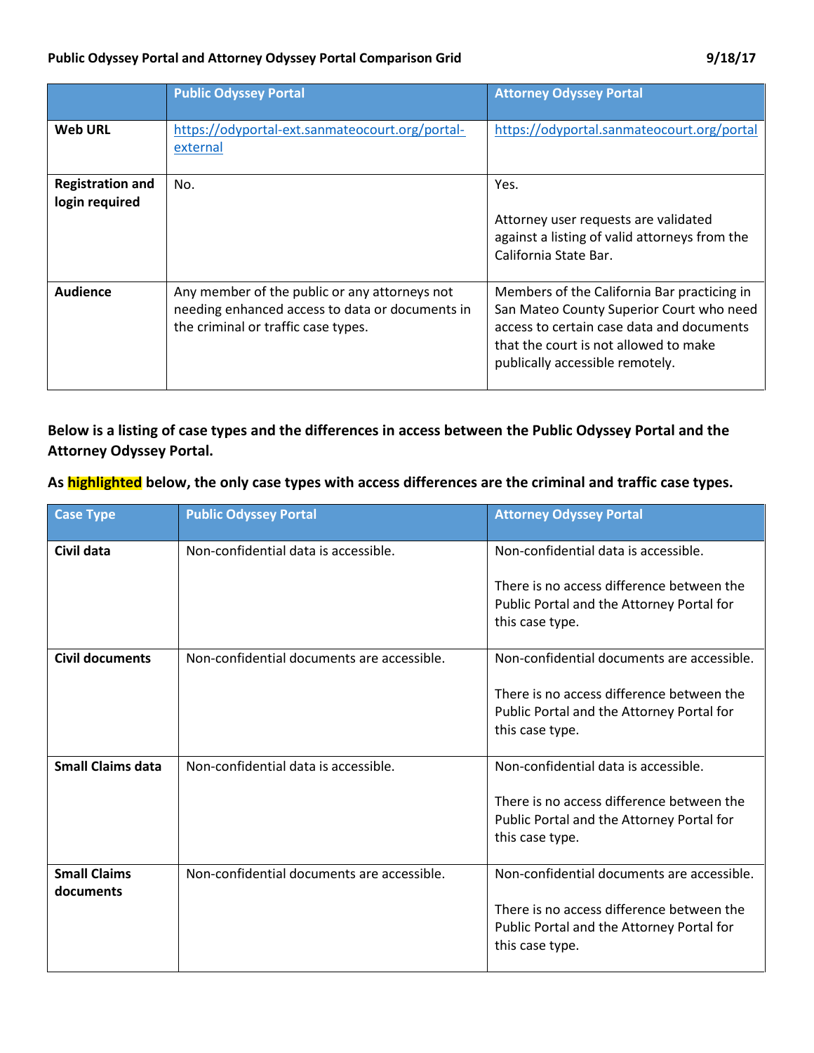**Public Odyssey Portal and Attorney Odyssey Portal Comparison Grid** **9/18/17**

| | Public Odyssey Portal | Attorney Odyssey Portal |
|---|---|---|
| **Web URL** | https://odyportal-ext.sanmateocourt.org/portal-external | https://odyportal.sanmateocourt.org/portal |
| **Registration and login required** | No. | Yes.<br><br>Attorney user requests are validated against a listing of valid attorneys from the California State Bar. |
| **Audience** | Any member of the public or any attorneys not needing enhanced access to data or documents in the criminal or traffic case types. | Members of the California Bar practicing in San Mateo County Superior Court who need access to certain case data and documents that the court is not allowed to make publically accessible remotely. |

**Below is a listing of case types and the differences in access between the Public Odyssey Portal and the Attorney Odyssey Portal.**

**As highlighted below, the only case types with access differences are the criminal and traffic case types.**

| Case Type | Public Odyssey Portal | Attorney Odyssey Portal |
|---|---|---|
| **Civil data** | Non-confidential data is accessible. | Non-confidential data is accessible.<br><br>There is no access difference between the Public Portal and the Attorney Portal for this case type. |
| **Civil documents** | Non-confidential documents are accessible. | Non-confidential documents are accessible.<br><br>There is no access difference between the Public Portal and the Attorney Portal for this case type. |
| **Small Claims data** | Non-confidential data is accessible. | Non-confidential data is accessible.<br><br>There is no access difference between the Public Portal and the Attorney Portal for this case type. |
| **Small Claims documents** | Non-confidential documents are accessible. | Non-confidential documents are accessible.<br><br>There is no access difference between the Public Portal and the Attorney Portal for this case type. |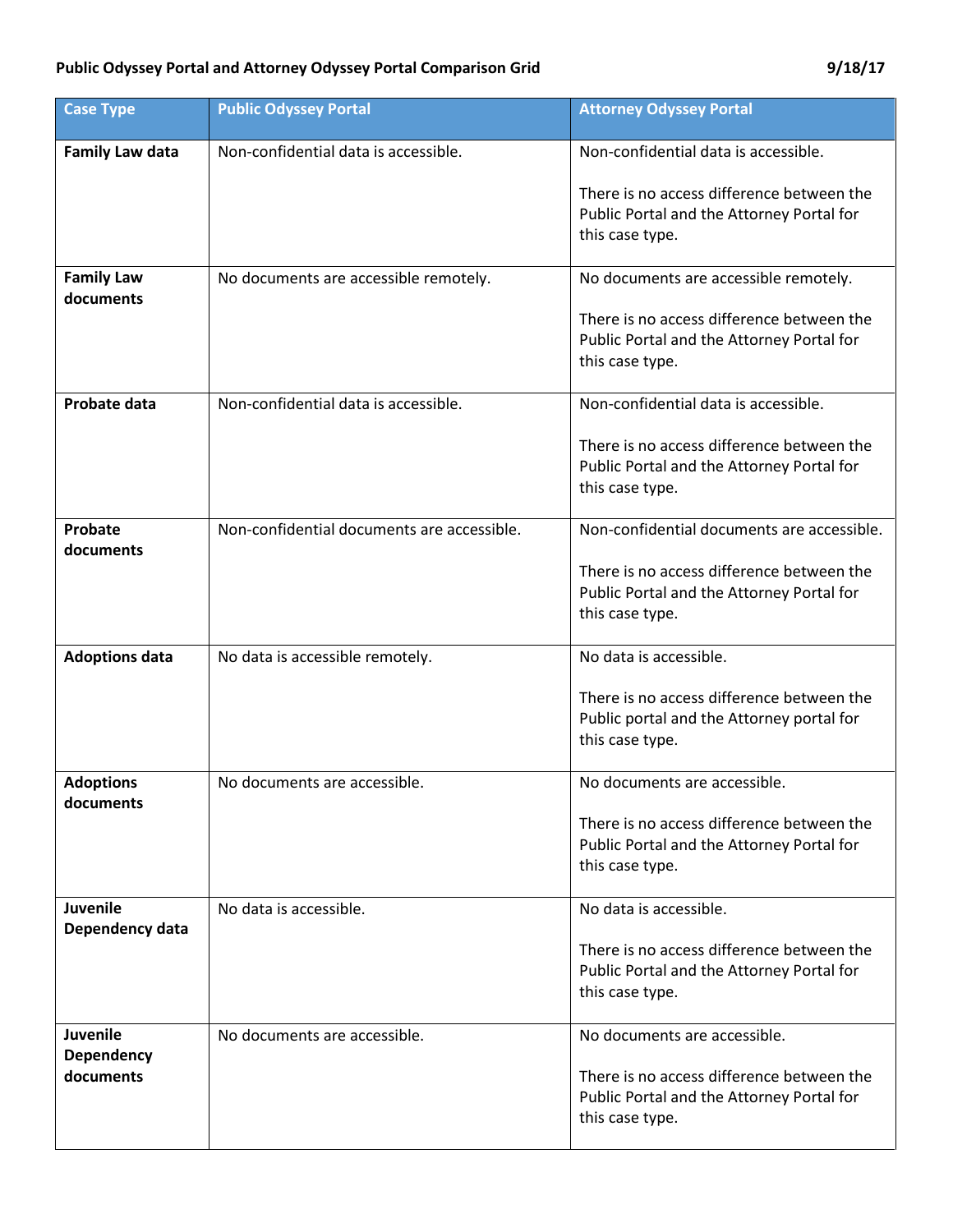**Public Odyssey Portal and Attorney Odyssey Portal Comparison Grid** **9/18/17**

| Case Type | Public Odyssey Portal | Attorney Odyssey Portal |
|---|---|---|
| **Family Law data** | Non-confidential data is accessible. | Non-confidential data is accessible.<br><br>There is no access difference between the Public Portal and the Attorney Portal for this case type. |
| **Family Law documents** | No documents are accessible remotely. | No documents are accessible remotely.<br><br>There is no access difference between the Public Portal and the Attorney Portal for this case type. |
| **Probate data** | Non-confidential data is accessible. | Non-confidential data is accessible.<br><br>There is no access difference between the Public Portal and the Attorney Portal for this case type. |
| **Probate documents** | Non-confidential documents are accessible. | Non-confidential documents are accessible.<br><br>There is no access difference between the Public Portal and the Attorney Portal for this case type. |
| **Adoptions data** | No data is accessible remotely. | No data is accessible.<br><br>There is no access difference between the Public portal and the Attorney portal for this case type. |
| **Adoptions documents** | No documents are accessible. | No documents are accessible.<br><br>There is no access difference between the Public Portal and the Attorney Portal for this case type. |
| **Juvenile Dependency data** | No data is accessible. | No data is accessible.<br><br>There is no access difference between the Public Portal and the Attorney Portal for this case type. |
| **Juvenile Dependency documents** | No documents are accessible. | No documents are accessible.<br><br>There is no access difference between the Public Portal and the Attorney Portal for this case type. |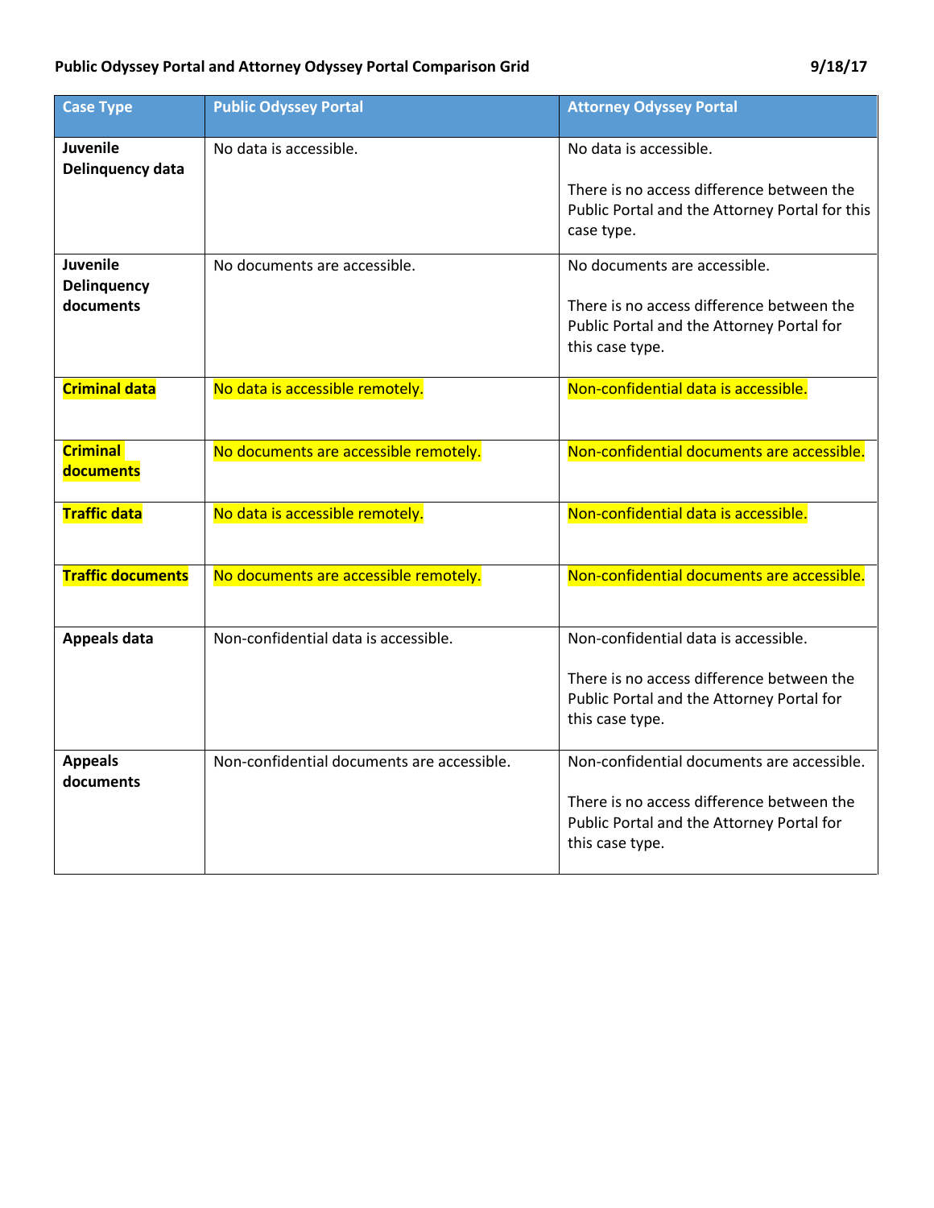**Public Odyssey Portal and Attorney Odyssey Portal Comparison Grid** **9/18/17**

| Case Type | Public Odyssey Portal | Attorney Odyssey Portal |
|---|---|---|
| **Juvenile Delinquency data** | No data is accessible. | No data is accessible.<br><br>There is no access difference between the Public Portal and the Attorney Portal for this case type. |
| **Juvenile Delinquency documents** | No documents are accessible. | No documents are accessible.<br><br>There is no access difference between the Public Portal and the Attorney Portal for this case type. |
| **Criminal data** | No data is accessible remotely. | Non-confidential data is accessible. |
| **Criminal documents** | No documents are accessible remotely. | Non-confidential documents are accessible. |
| **Traffic data** | No data is accessible remotely. | Non-confidential data is accessible. |
| **Traffic documents** | No documents are accessible remotely. | Non-confidential documents are accessible. |
| **Appeals data** | Non-confidential data is accessible. | Non-confidential data is accessible.<br><br>There is no access difference between the Public Portal and the Attorney Portal for this case type. |
| **Appeals documents** | Non-confidential documents are accessible. | Non-confidential documents are accessible.<br><br>There is no access difference between the Public Portal and the Attorney Portal for this case type. |